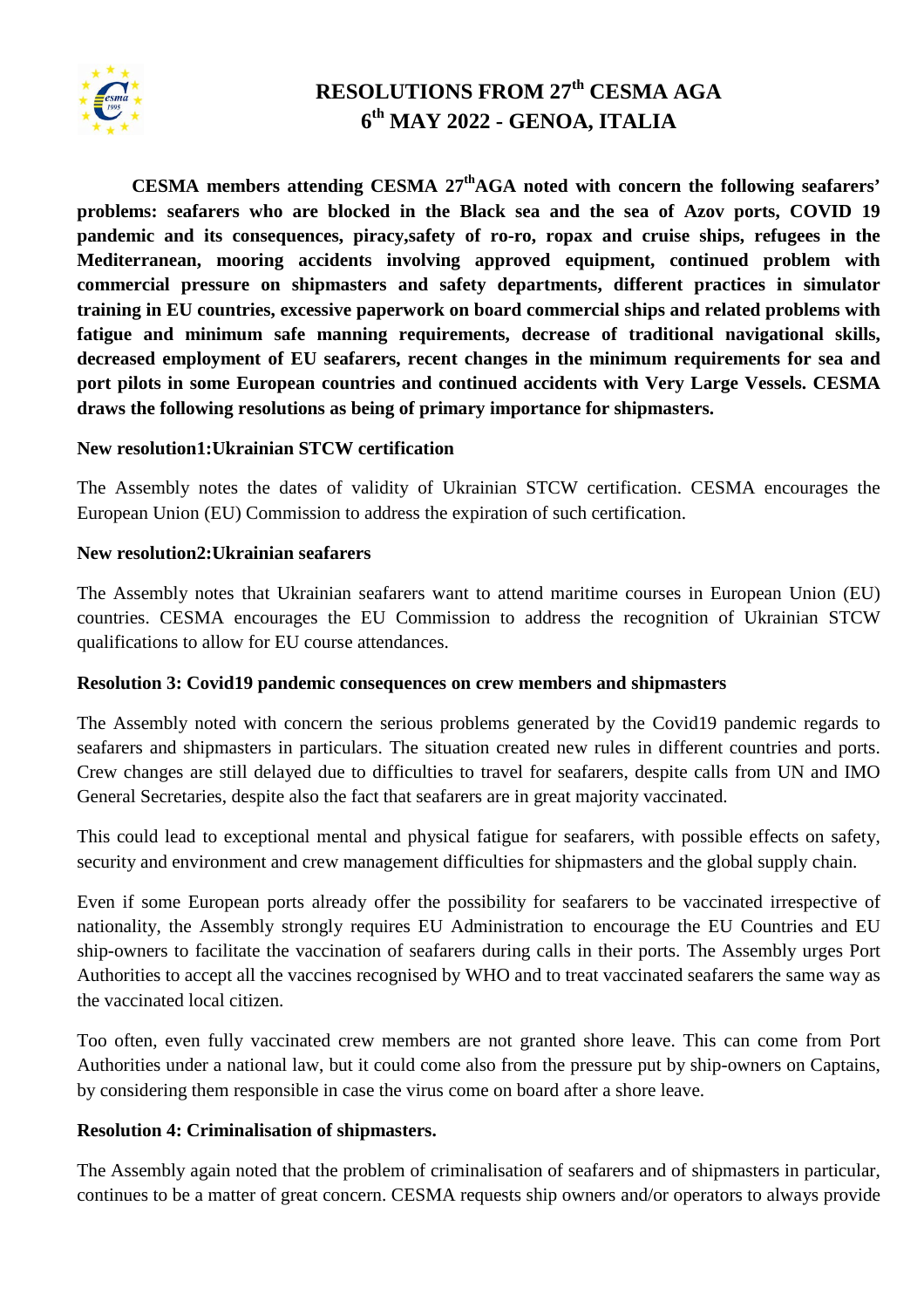# RESOLUTIONS FROM 27th CESMA AGA
# 6th MAY 2022 - GENOA, ITALIA

**CESMA members attending CESMA 27thAGA noted with concern the following seafarers' problems: seafarers who are blocked in the Black sea and the sea of Azov ports, COVID 19 pandemic and its consequences, piracy,safety of ro-ro, ropax and cruise ships, refugees in the Mediterranean, mooring accidents involving approved equipment, continued problem with commercial pressure on shipmasters and safety departments, different practices in simulator training in EU countries, excessive paperwork on board commercial ships and related problems with fatigue and minimum safe manning requirements, decrease of traditional navigational skills, decreased employment of EU seafarers, recent changes in the minimum requirements for sea and port pilots in some European countries and continued accidents with Very Large Vessels. CESMA draws the following resolutions as being of primary importance for shipmasters.**

**New resolution1:Ukrainian STCW certification**

The Assembly notes the dates of validity of Ukrainian STCW certification. CESMA encourages the European Union (EU) Commission to address the expiration of such certification.

**New resolution2:Ukrainian seafarers**

The Assembly notes that Ukrainian seafarers want to attend maritime courses in European Union (EU) countries. CESMA encourages the EU Commission to address the recognition of Ukrainian STCW qualifications to allow for EU course attendances.

**Resolution 3: Covid19 pandemic consequences on crew members and shipmasters**

The Assembly noted with concern the serious problems generated by the Covid19 pandemic regards to seafarers and shipmasters in particulars. The situation created new rules in different countries and ports. Crew changes are still delayed due to difficulties to travel for seafarers, despite calls from UN and IMO General Secretaries, despite also the fact that seafarers are in great majority vaccinated.

This could lead to exceptional mental and physical fatigue for seafarers, with possible effects on safety, security and environment and crew management difficulties for shipmasters and the global supply chain.

Even if some European ports already offer the possibility for seafarers to be vaccinated irrespective of nationality, the Assembly strongly requires EU Administration to encourage the EU Countries and EU ship-owners to facilitate the vaccination of seafarers during calls in their ports. The Assembly urges Port Authorities to accept all the vaccines recognised by WHO and to treat vaccinated seafarers the same way as the vaccinated local citizen.

Too often, even fully vaccinated crew members are not granted shore leave. This can come from Port Authorities under a national law, but it could come also from the pressure put by ship-owners on Captains, by considering them responsible in case the virus come on board after a shore leave.

**Resolution 4: Criminalisation of shipmasters.**

The Assembly again noted that the problem of criminalisation of seafarers and of shipmasters in particular, continues to be a matter of great concern. CESMA requests ship owners and/or operators to always provide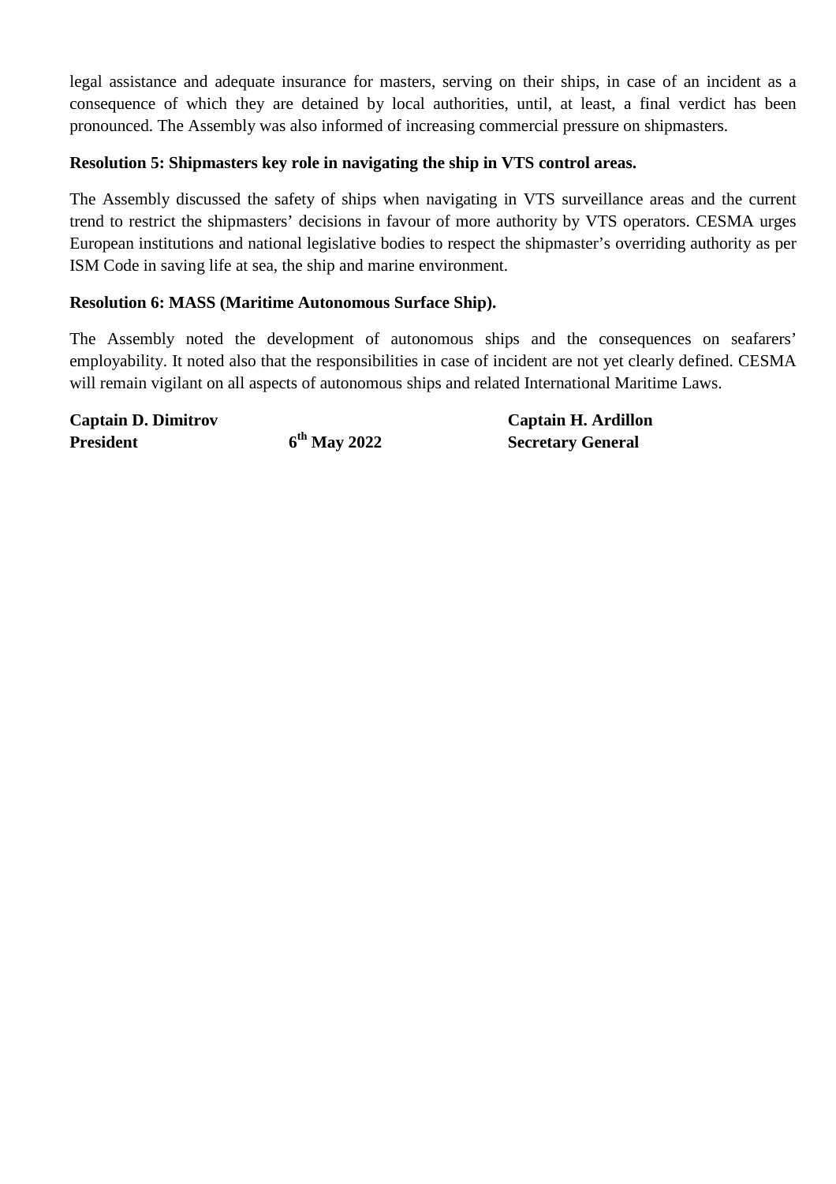legal assistance and adequate insurance for masters, serving on their ships, in case of an incident as a consequence of which they are detained by local authorities, until, at least, a final verdict has been pronounced. The Assembly was also informed of increasing commercial pressure on shipmasters.

**Resolution 5: Shipmasters key role in navigating the ship in VTS control areas.**

The Assembly discussed the safety of ships when navigating in VTS surveillance areas and the current trend to restrict the shipmasters' decisions in favour of more authority by VTS operators. CESMA urges European institutions and national legislative bodies to respect the shipmaster's overriding authority as per ISM Code in saving life at sea, the ship and marine environment.

**Resolution 6: MASS (Maritime Autonomous Surface Ship).**

The Assembly noted the development of autonomous ships and the consequences on seafarers' employability. It noted also that the responsibilities in case of incident are not yet clearly defined. CESMA will remain vigilant on all aspects of autonomous ships and related International Maritime Laws.

**Captain D. Dimitrov**
**President**

**6th May 2022**

**Captain H. Ardillon**
**Secretary General**